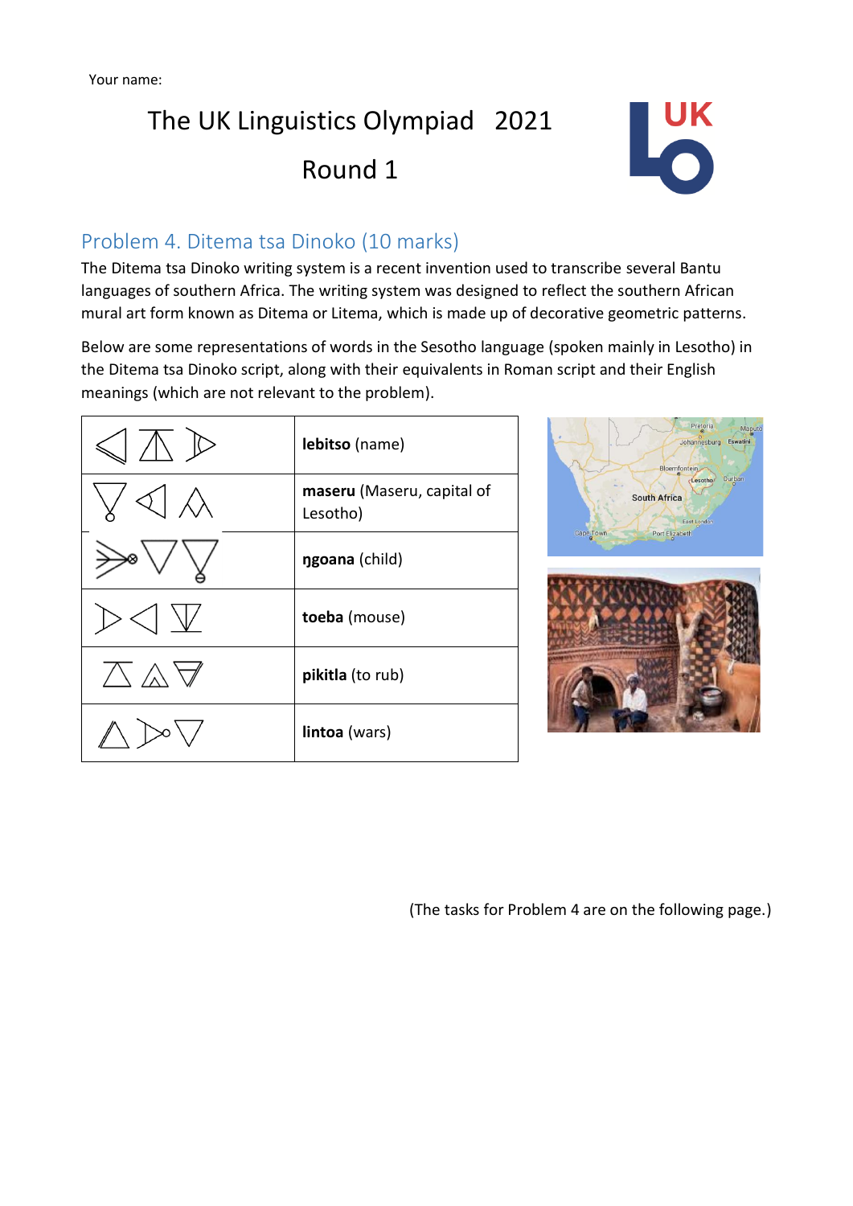Your name:

# The UK Linguistics Olympiad 2021

## Round 1

## Problem 4. Ditema tsa Dinoko (10 marks)

The Ditema tsa Dinoko writing system is a recent invention used to transcribe several Bantu languages of southern Africa. The writing system was designed to reflect the southern African mural art form known as Ditema or Litema, which is made up of decorative geometric patterns.

Below are some representations of words in the Sesotho language (spoken mainly in Lesotho) in the Ditema tsa Dinoko script, along with their equivalents in Roman script and their English meanings (which are not relevant to the problem).

| Ditema tsa Dinoko | Roman script |
|---|---|
| | **lebitso** (name) |
| | **maseru** (Maseru, capital of Lesotho) |
| | **ŋgoana** (child) |
| | **toeba** (mouse) |
| | **pikitla** (to rub) |
| | **lintoa** (wars) |

(The tasks for Problem 4 are on the following page.)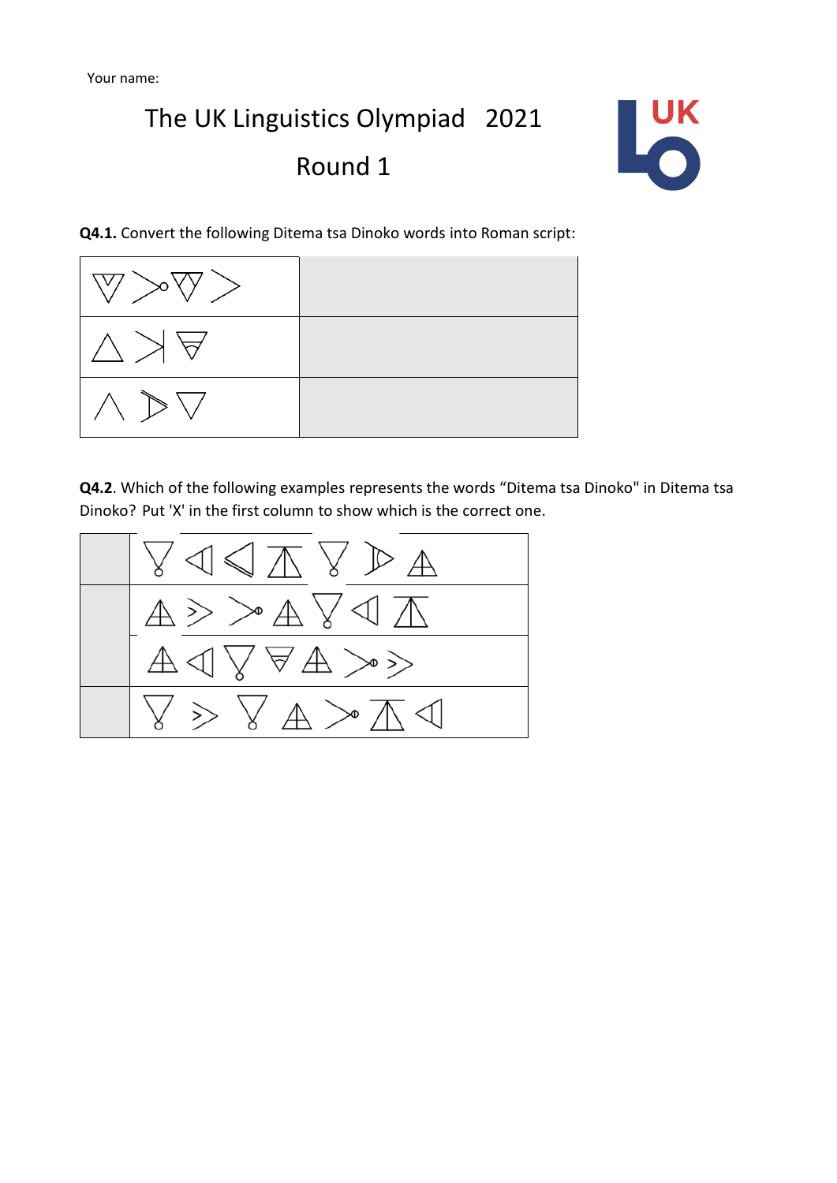Your name:

# The UK Linguistics Olympiad 2021

## Round 1

**Q4.1.** Convert the following Ditema tsa Dinoko words into Roman script:

| | |
|---|---|
| ▽>∘▽> | |
| △>\|▽ | |
| ∧ ▷ ▽ | |

**Q4.2**. Which of the following examples represents the words "Ditema tsa Dinoko" in Ditema tsa Dinoko? Put 'X' in the first column to show which is the correct one.

| | |
|---|---|
| | ▽ ◁ ◁ △ ▽ ▷ △ |
| | △ > >∘ △ ▽ ◁ △ |
| | △ ◁ ▽ ▽ △ >∘ > |
| | ▽ > ▽ △ >∘ △ ◁ |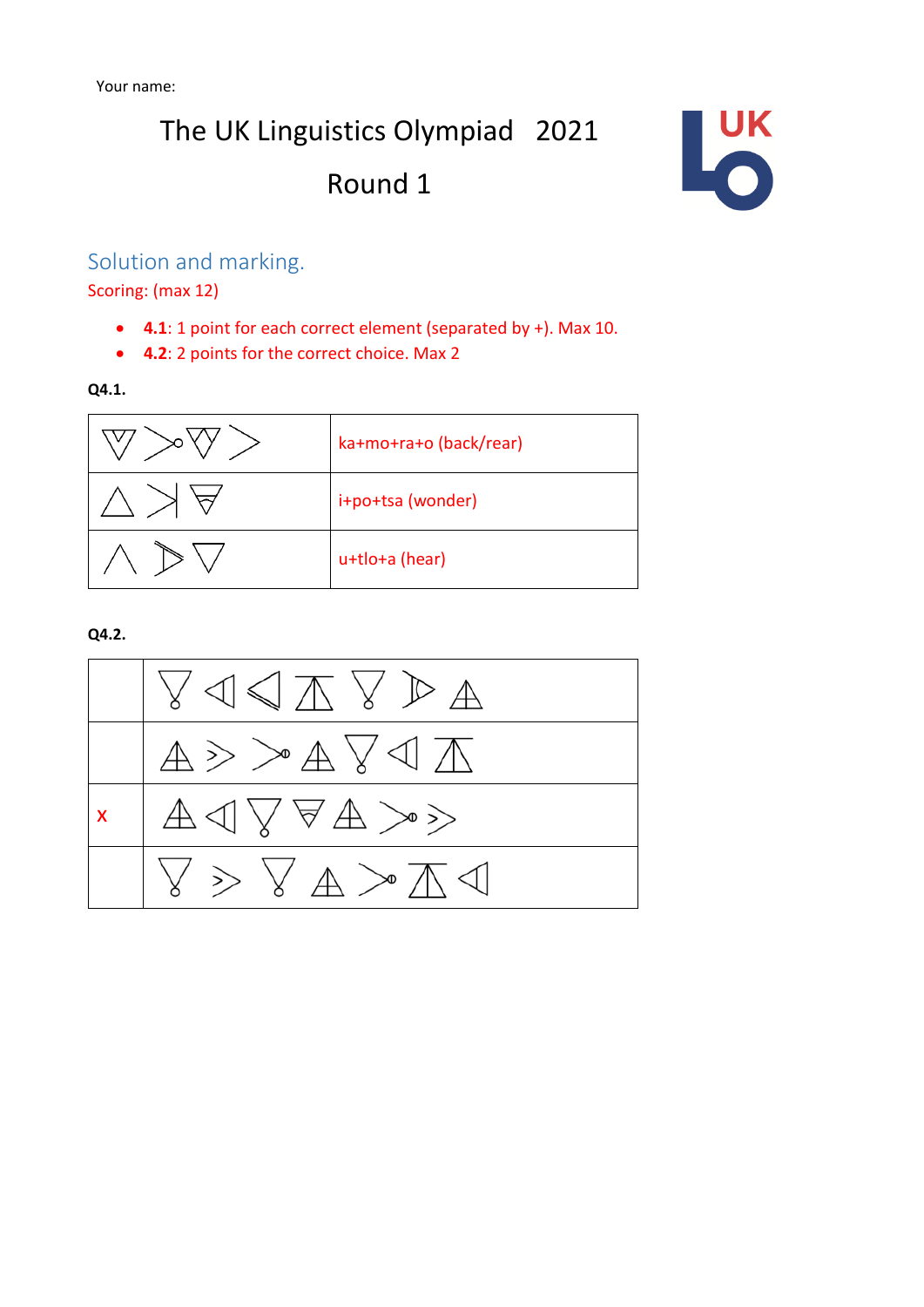Your name:

# The UK Linguistics Olympiad 2021

## Round 1

### Solution and marking.

Scoring: (max 12)

- **4.1**: 1 point for each correct element (separated by +). Max 10.
- **4.2**: 2 points for the correct choice. Max 2

**Q4.1.**

| | |
|---|---|
| | ka+mo+ra+o (back/rear) |
| | i+po+tsa (wonder) |
| | u+tlo+a (hear) |

**Q4.2.**

| | |
|---|---|
| | |
| | |
| X | |
| | |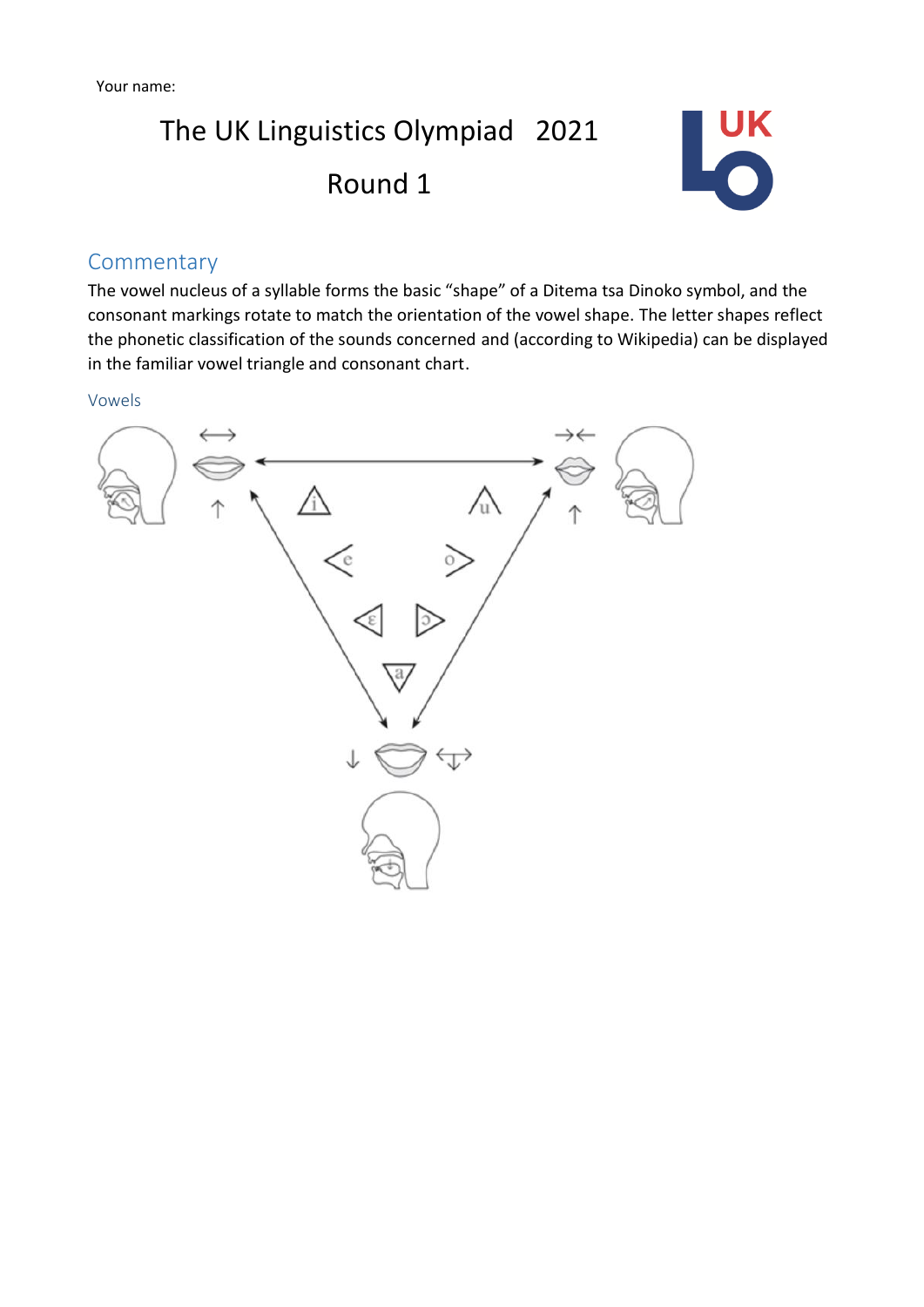Your name:

# The UK Linguistics Olympiad 2021

# Round 1

## Commentary

The vowel nucleus of a syllable forms the basic "shape" of a Ditema tsa Dinoko symbol, and the consonant markings rotate to match the orientation of the vowel shape. The letter shapes reflect the phonetic classification of the sounds concerned and (according to Wikipedia) can be displayed in the familiar vowel triangle and consonant chart.

### Vowels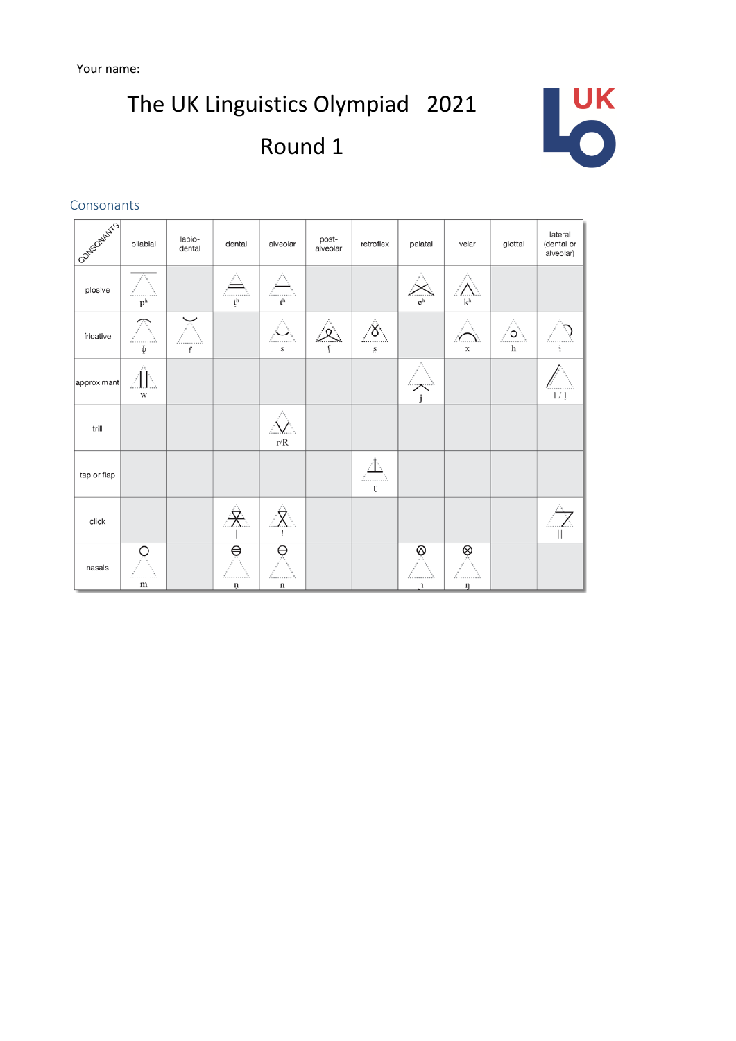Your name:

# The UK Linguistics Olympiad 2021

## Round 1

### Consonants

| CONSONANTS | bilabial | labio-dental | dental | alveolar | post-alveolar | retroflex | palatal | velar | glottal | lateral (dental or alveolar) |
|---|---|---|---|---|---|---|---|---|---|---|
| plosive | pʰ | | t̪ʰ | tʰ | | | cʰ | kʰ | | |
| fricative | ɸ | f | | s | ʃ | ʂ | | x | h | ɬ |
| approximant | w | | | | | | j | | | l / l̪ |
| trill | | | | r/R | | | | | | |
| tap or flap | | | | | | ɽ | | | | |
| click | | | ǀ | ! | | | | | | ǁ |
| nasals | m | | n̪ | n | | | ɲ | ŋ | | |